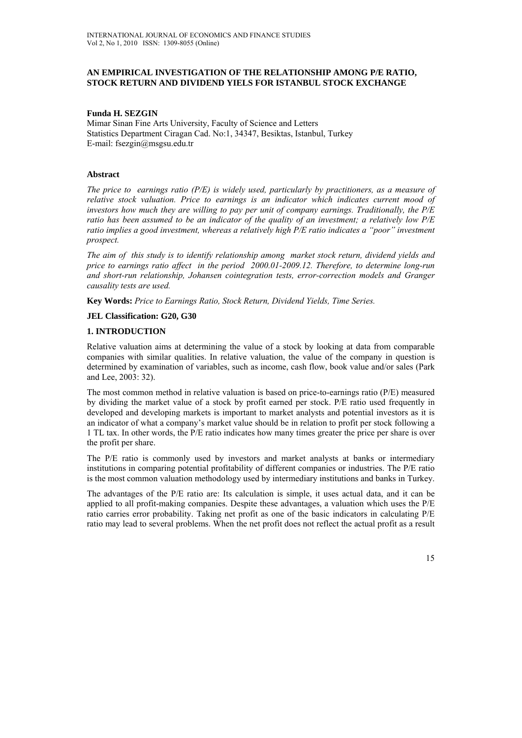# AN EMPIRICAL INVESTIGATION OF THE RELATIONSHIP AMONG P/E RATIO, STOCK RETURN AND DIVIDEND YIELS FOR ISTANBUL STOCK EXCHANGE

**Funda H. SEZGIN**
Mimar Sinan Fine Arts University, Faculty of Science and Letters
Statistics Department Ciragan Cad. No:1, 34347, Besiktas, Istanbul, Turkey
E-mail: fsezgin@msgsu.edu.tr

### Abstract

*The price to earnings ratio (P/E) is widely used, particularly by practitioners, as a measure of relative stock valuation. Price to earnings is an indicator which indicates current mood of investors how much they are willing to pay per unit of company earnings. Traditionally, the P/E ratio has been assumed to be an indicator of the quality of an investment; a relatively low P/E ratio implies a good investment, whereas a relatively high P/E ratio indicates a "poor" investment prospect.*

*The aim of this study is to identify relationship among market stock return, dividend yields and price to earnings ratio affect in the period 2000.01-2009.12. Therefore, to determine long-run and short-run relationship, Johansen cointegration tests, error-correction models and Granger causality tests are used.*

**Key Words:** *Price to Earnings Ratio, Stock Return, Dividend Yields, Time Series.*

**JEL Classification: G20, G30**

## 1. INTRODUCTION

Relative valuation aims at determining the value of a stock by looking at data from comparable companies with similar qualities. In relative valuation, the value of the company in question is determined by examination of variables, such as income, cash flow, book value and/or sales (Park and Lee, 2003: 32).

The most common method in relative valuation is based on price-to-earnings ratio (P/E) measured by dividing the market value of a stock by profit earned per stock. P/E ratio used frequently in developed and developing markets is important to market analysts and potential investors as it is an indicator of what a company's market value should be in relation to profit per stock following a 1 TL tax. In other words, the P/E ratio indicates how many times greater the price per share is over the profit per share.

The P/E ratio is commonly used by investors and market analysts at banks or intermediary institutions in comparing potential profitability of different companies or industries. The P/E ratio is the most common valuation methodology used by intermediary institutions and banks in Turkey.

The advantages of the P/E ratio are: Its calculation is simple, it uses actual data, and it can be applied to all profit-making companies. Despite these advantages, a valuation which uses the P/E ratio carries error probability. Taking net profit as one of the basic indicators in calculating P/E ratio may lead to several problems. When the net profit does not reflect the actual profit as a result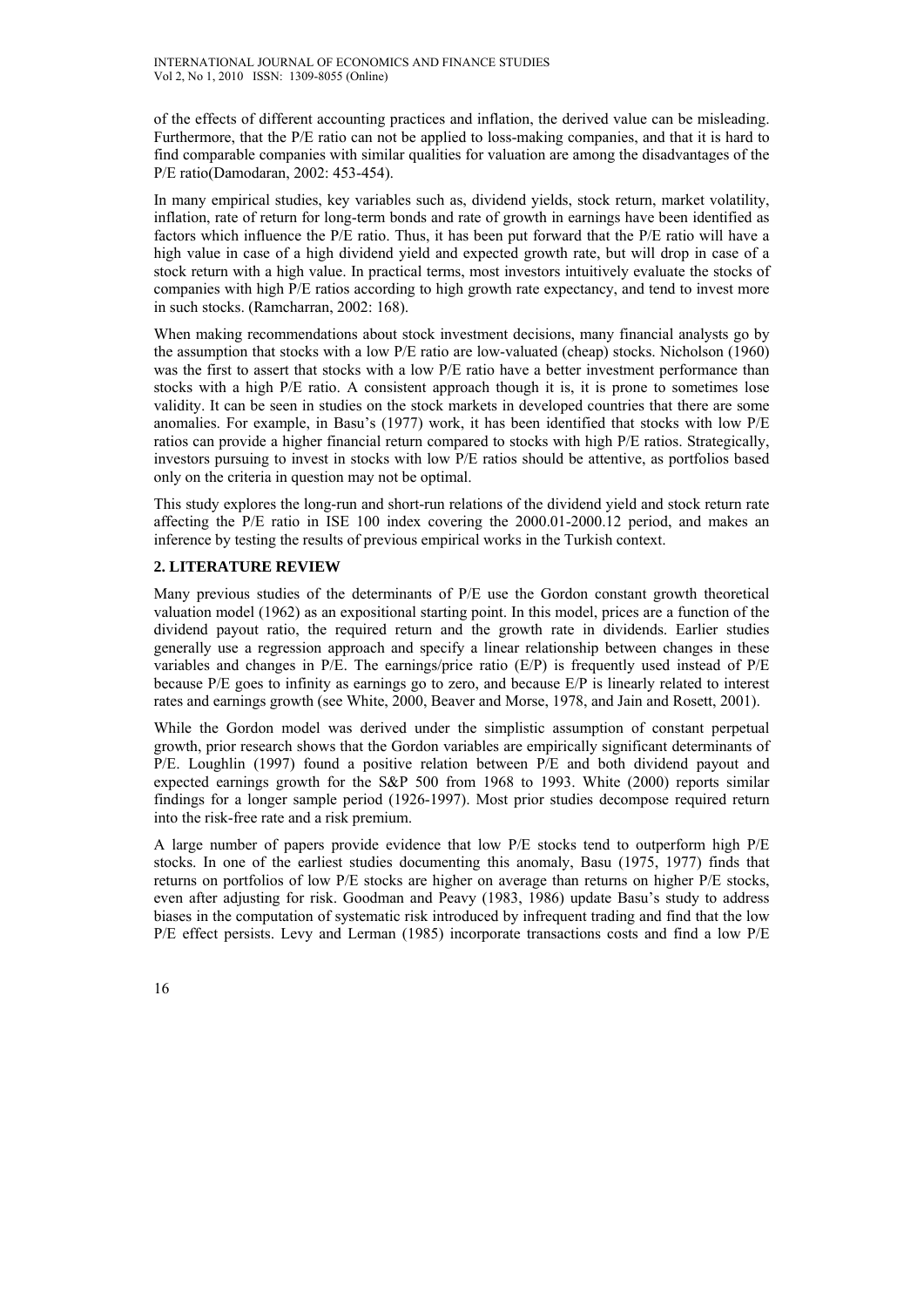of the effects of different accounting practices and inflation, the derived value can be misleading. Furthermore, that the P/E ratio can not be applied to loss-making companies, and that it is hard to find comparable companies with similar qualities for valuation are among the disadvantages of the P/E ratio(Damodaran, 2002: 453-454).

In many empirical studies, key variables such as, dividend yields, stock return, market volatility, inflation, rate of return for long-term bonds and rate of growth in earnings have been identified as factors which influence the P/E ratio. Thus, it has been put forward that the P/E ratio will have a high value in case of a high dividend yield and expected growth rate, but will drop in case of a stock return with a high value. In practical terms, most investors intuitively evaluate the stocks of companies with high P/E ratios according to high growth rate expectancy, and tend to invest more in such stocks. (Ramcharran, 2002: 168).

When making recommendations about stock investment decisions, many financial analysts go by the assumption that stocks with a low P/E ratio are low-valuated (cheap) stocks. Nicholson (1960) was the first to assert that stocks with a low P/E ratio have a better investment performance than stocks with a high P/E ratio. A consistent approach though it is, it is prone to sometimes lose validity. It can be seen in studies on the stock markets in developed countries that there are some anomalies. For example, in Basu's (1977) work, it has been identified that stocks with low P/E ratios can provide a higher financial return compared to stocks with high P/E ratios. Strategically, investors pursuing to invest in stocks with low P/E ratios should be attentive, as portfolios based only on the criteria in question may not be optimal.

This study explores the long-run and short-run relations of the dividend yield and stock return rate affecting the P/E ratio in ISE 100 index covering the 2000.01-2000.12 period, and makes an inference by testing the results of previous empirical works in the Turkish context.

## 2. LITERATURE REVIEW

Many previous studies of the determinants of P/E use the Gordon constant growth theoretical valuation model (1962) as an expositional starting point. In this model, prices are a function of the dividend payout ratio, the required return and the growth rate in dividends. Earlier studies generally use a regression approach and specify a linear relationship between changes in these variables and changes in P/E. The earnings/price ratio (E/P) is frequently used instead of P/E because P/E goes to infinity as earnings go to zero, and because E/P is linearly related to interest rates and earnings growth (see White, 2000, Beaver and Morse, 1978, and Jain and Rosett, 2001).

While the Gordon model was derived under the simplistic assumption of constant perpetual growth, prior research shows that the Gordon variables are empirically significant determinants of P/E. Loughlin (1997) found a positive relation between P/E and both dividend payout and expected earnings growth for the S&P 500 from 1968 to 1993. White (2000) reports similar findings for a longer sample period (1926-1997). Most prior studies decompose required return into the risk-free rate and a risk premium.

A large number of papers provide evidence that low P/E stocks tend to outperform high P/E stocks. In one of the earliest studies documenting this anomaly, Basu (1975, 1977) finds that returns on portfolios of low P/E stocks are higher on average than returns on higher P/E stocks, even after adjusting for risk. Goodman and Peavy (1983, 1986) update Basu's study to address biases in the computation of systematic risk introduced by infrequent trading and find that the low P/E effect persists. Levy and Lerman (1985) incorporate transactions costs and find a low P/E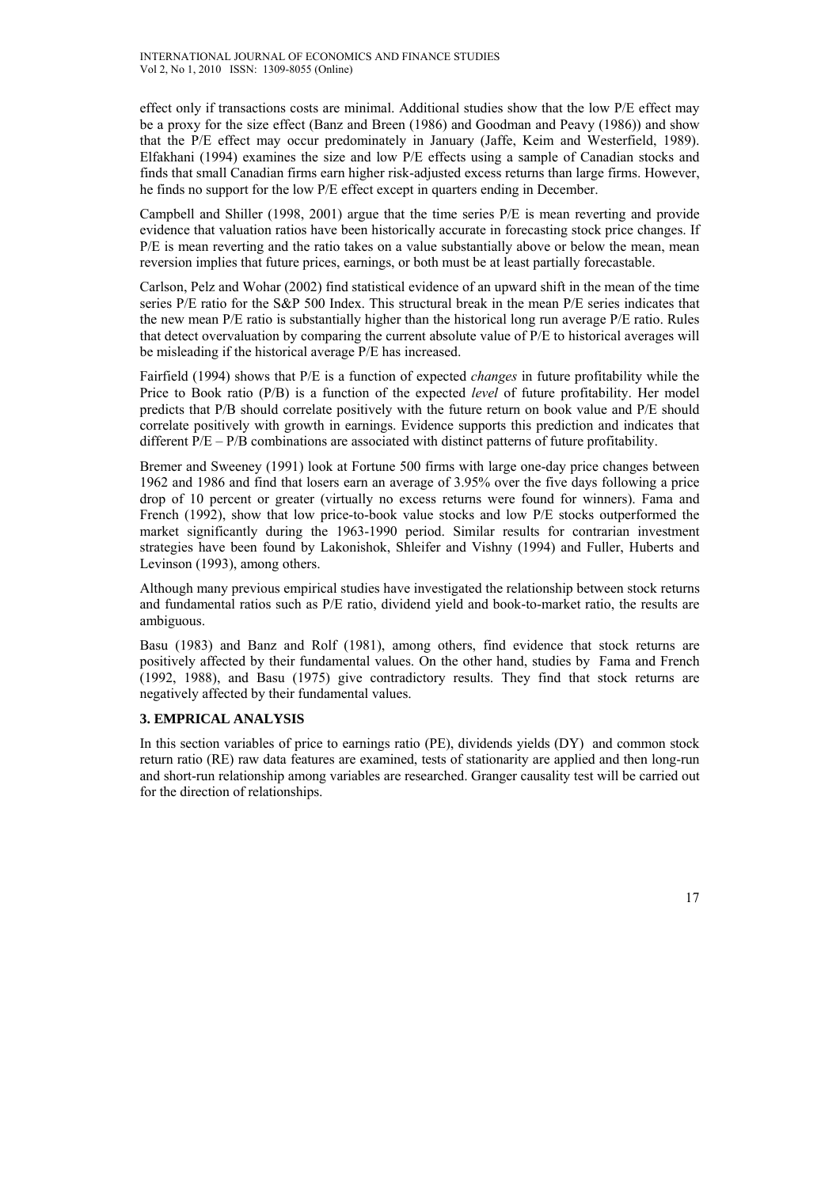effect only if transactions costs are minimal. Additional studies show that the low P/E effect may be a proxy for the size effect (Banz and Breen (1986) and Goodman and Peavy (1986)) and show that the P/E effect may occur predominately in January (Jaffe, Keim and Westerfield, 1989). Elfakhani (1994) examines the size and low P/E effects using a sample of Canadian stocks and finds that small Canadian firms earn higher risk-adjusted excess returns than large firms. However, he finds no support for the low P/E effect except in quarters ending in December.

Campbell and Shiller (1998, 2001) argue that the time series P/E is mean reverting and provide evidence that valuation ratios have been historically accurate in forecasting stock price changes. If P/E is mean reverting and the ratio takes on a value substantially above or below the mean, mean reversion implies that future prices, earnings, or both must be at least partially forecastable.

Carlson, Pelz and Wohar (2002) find statistical evidence of an upward shift in the mean of the time series P/E ratio for the S&P 500 Index. This structural break in the mean P/E series indicates that the new mean P/E ratio is substantially higher than the historical long run average P/E ratio. Rules that detect overvaluation by comparing the current absolute value of P/E to historical averages will be misleading if the historical average P/E has increased.

Fairfield (1994) shows that P/E is a function of expected *changes* in future profitability while the Price to Book ratio (P/B) is a function of the expected *level* of future profitability. Her model predicts that P/B should correlate positively with the future return on book value and P/E should correlate positively with growth in earnings. Evidence supports this prediction and indicates that different P/E – P/B combinations are associated with distinct patterns of future profitability.

Bremer and Sweeney (1991) look at Fortune 500 firms with large one-day price changes between 1962 and 1986 and find that losers earn an average of 3.95% over the five days following a price drop of 10 percent or greater (virtually no excess returns were found for winners). Fama and French (1992), show that low price-to-book value stocks and low P/E stocks outperformed the market significantly during the 1963-1990 period. Similar results for contrarian investment strategies have been found by Lakonishok, Shleifer and Vishny (1994) and Fuller, Huberts and Levinson (1993), among others.

Although many previous empirical studies have investigated the relationship between stock returns and fundamental ratios such as P/E ratio, dividend yield and book-to-market ratio, the results are ambiguous.

Basu (1983) and Banz and Rolf (1981), among others, find evidence that stock returns are positively affected by their fundamental values. On the other hand, studies by Fama and French (1992, 1988), and Basu (1975) give contradictory results. They find that stock returns are negatively affected by their fundamental values.

### 3. EMPRICAL ANALYSIS

In this section variables of price to earnings ratio (PE), dividends yields (DY) and common stock return ratio (RE) raw data features are examined, tests of stationarity are applied and then long-run and short-run relationship among variables are researched. Granger causality test will be carried out for the direction of relationships.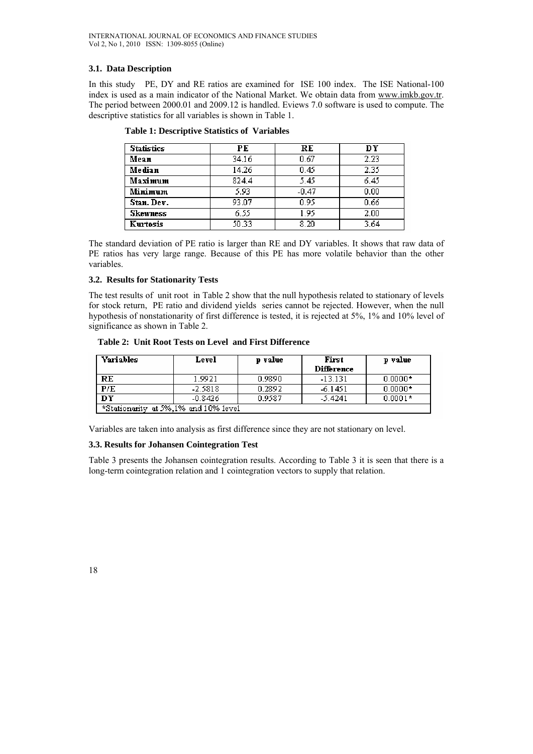### 3.1. Data Description

In this study PE, DY and RE ratios are examined for ISE 100 index. The ISE National-100 index is used as a main indicator of the National Market. We obtain data from www.imkb.gov.tr. The period between 2000.01 and 2009.12 is handled. Eviews 7.0 software is used to compute. The descriptive statistics for all variables is shown in Table 1.

**Table 1: Descriptive Statistics of Variables**

| Statistics | PE | RE | DY |
|---|---|---|---|
| **Mean** | 34.16 | 0.67 | 2.23 |
| **Median** | 14.26 | 0.45 | 2.35 |
| **Maximum** | 824.4 | 5.45 | 6.45 |
| **Minimum** | 5.93 | -0.47 | 0.00 |
| **Stan. Dev.** | 93.07 | 0.95 | 0.66 |
| **Skewness** | 6.55 | 1.95 | 2.00 |
| **Kurtosis** | 50.33 | 8.20 | 3.64 |

The standard deviation of PE ratio is larger than RE and DY variables. It shows that raw data of PE ratios has very large range. Because of this PE has more volatile behavior than the other variables.

### 3.2. Results for Stationarity Tests

The test results of unit root in Table 2 show that the null hypothesis related to stationary of levels for stock return, PE ratio and dividend yields series cannot be rejected. However, when the null hypothesis of nonstationarity of first difference is tested, it is rejected at 5%, 1% and 10% level of significance as shown in Table 2.

**Table 2: Unit Root Tests on Level and First Difference**

| Variables | Level | p value | First Difference | p value |
|---|---|---|---|---|
| RE | 1.9921 | 0.9890 | -13.131 | 0.0000* |
| P/E | -2.5818 | 0.2892 | -6.1451 | 0.0000* |
| DY | -0.8426 | 0.9587 | -5.4241 | 0.0001* |
| *Stationarity at 5%,1% and 10% level | | | | |

Variables are taken into analysis as first difference since they are not stationary on level.

### 3.3. Results for Johansen Cointegration Test

Table 3 presents the Johansen cointegration results. According to Table 3 it is seen that there is a long-term cointegration relation and 1 cointegration vectors to supply that relation.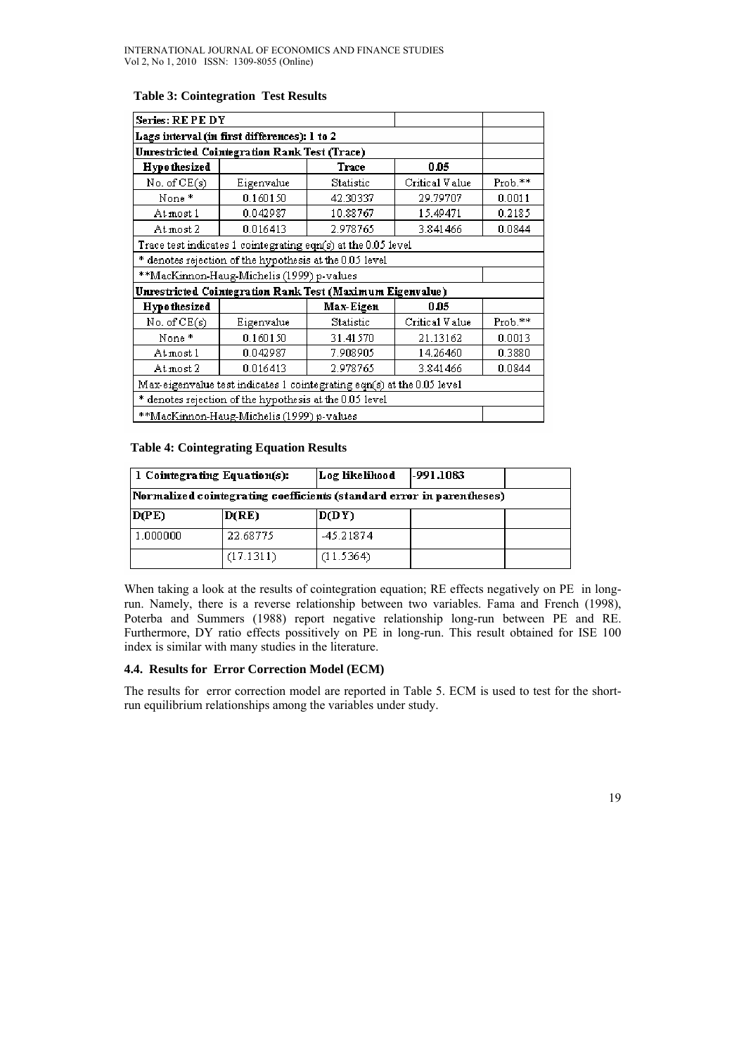**Table 3: Cointegration Test Results**

| Series: RE PE DY | | | | |
|---|---|---|---|---|
| Lags interval (in first differences): 1 to 2 | | | | |
| **Unrestricted Cointegration Rank Test (Trace)** | | | | |
| **Hypothesized** | | **Trace** | **0.05** | |
| No. of CE(s) | Eigenvalue | Statistic | Critical Value | Prob.** |
| None * | 0.160150 | 42.30337 | 29.79707 | 0.0011 |
| At most 1 | 0.042987 | 10.88767 | 15.49471 | 0.2185 |
| At most 2 | 0.016413 | 2.978765 | 3.841466 | 0.0844 |
| Trace test indicates 1 cointegrating eqn(s) at the 0.05 level | | | | |
| * denotes rejection of the hypothesis at the 0.05 level | | | | |
| **MacKinnon-Haug-Michelis (1999) p-values | | | | |
| **Unrestricted Cointegration Rank Test (Maximum Eigenvalue)** | | | | |
| **Hypothesized** | | **Max-Eigen** | **0.05** | |
| No. of CE(s) | Eigenvalue | Statistic | Critical Value | Prob.** |
| None * | 0.160150 | 31.41570 | 21.13162 | 0.0013 |
| At most 1 | 0.042987 | 7.908905 | 14.26460 | 0.3880 |
| At most 2 | 0.016413 | 2.978765 | 3.841466 | 0.0844 |
| Max-eigenvalue test indicates 1 cointegrating eqn(s) at the 0.05 level | | | | |
| * denotes rejection of the hypothesis at the 0.05 level | | | | |
| **MacKinnon-Haug-Michelis (1999) p-values | | | | |

**Table 4: Cointegrating Equation Results**

| 1 Cointegrating Equation(s): | | Log likelihood | -991.1083 | |
|---|---|---|---|---|
| **Normalized cointegrating coefficients (standard error in parentheses)** | | | | |
| **D(PE)** | **D(RE)** | **D(DY)** | | |
| 1.000000 | 22.68775 | -45.21874 | | |
| | (17.1311) | (11.5364) | | |

When taking a look at the results of cointegration equation; RE effects negatively on PE in long-run. Namely, there is a reverse relationship between two variables. Fama and French (1998), Poterba and Summers (1988) report negative relationship long-run between PE and RE. Furthermore, DY ratio effects possitively on PE in long-run. This result obtained for ISE 100 index is similar with many studies in the literature.

### 4.4. Results for Error Correction Model (ECM)

The results for error correction model are reported in Table 5. ECM is used to test for the short-run equilibrium relationships among the variables under study.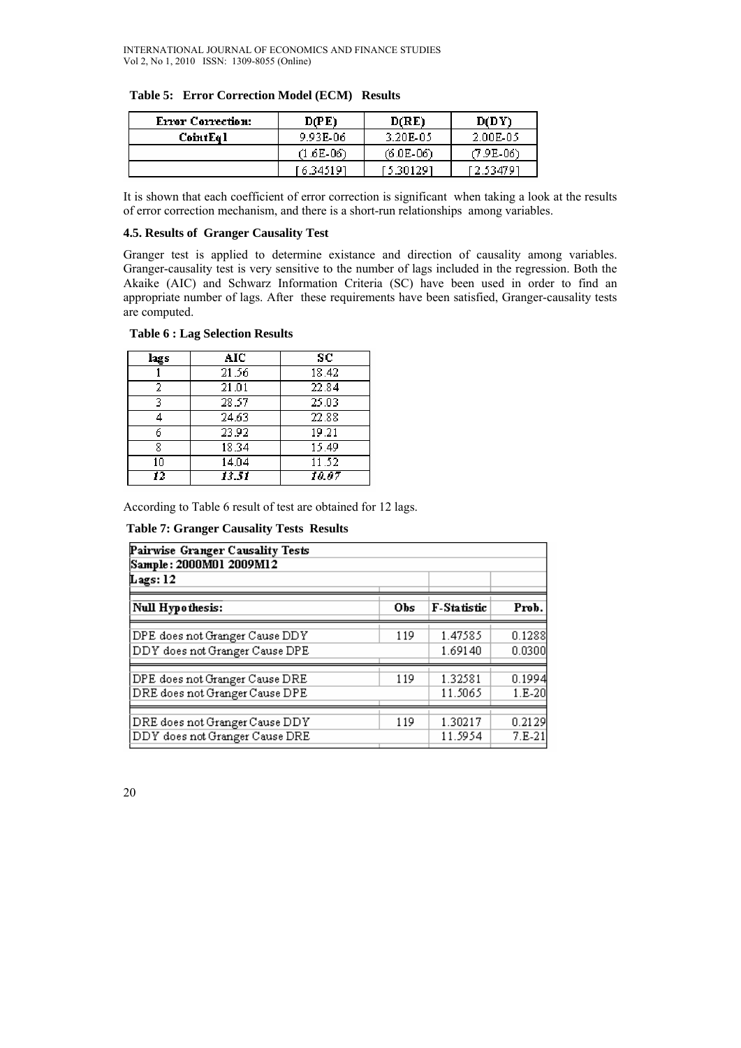**Table 5: Error Correction Model (ECM) Results**

| Error Correction: | D(PE) | D(RE) | D(DY) |
|---|---|---|---|
| CointEq1 | 9.93E-06 | 3.20E-05 | 2.00E-05 |
| | (1.6E-06) | (6.0E-06) | (7.9E-06) |
| | [ 6.34519] | [ 5.30129] | [ 2.53479] |

It is shown that each coefficient of error correction is significant when taking a look at the results of error correction mechanism, and there is a short-run relationships among variables.

### 4.5. Results of Granger Causality Test

Granger test is applied to determine existance and direction of causality among variables. Granger-causality test is very sensitive to the number of lags included in the regression. Both the Akaike (AIC) and Schwarz Information Criteria (SC) have been used in order to find an appropriate number of lags. After these requirements have been satisfied, Granger-causality tests are computed.

**Table 6 : Lag Selection Results**

| lags | AIC | SC |
|---|---|---|
| 1 | 21.56 | 18.42 |
| 2 | 21.01 | 22.84 |
| 3 | 28.57 | 25.03 |
| 4 | 24.63 | 22.88 |
| 6 | 23.92 | 19.21 |
| 8 | 18.34 | 15.49 |
| 10 | 14.04 | 11.52 |
| ***12*** | ***13.51*** | ***10.07*** |

According to Table 6 result of test are obtained for 12 lags.

**Table 7: Granger Causality Tests Results**

Pairwise Granger Causality Tests
Sample: 2000M01 2009M12
Lags: 12

| Null Hypothesis: | Obs | F-Statistic | Prob. |
|---|---|---|---|
| DPE does not Granger Cause DDY | 119 | 1.47585 | 0.1288 |
| DDY does not Granger Cause DPE | | 1.69140 | 0.0300 |
| DPE does not Granger Cause DRE | 119 | 1.32581 | 0.1994 |
| DRE does not Granger Cause DPE | | 11.5065 | 1.E-20 |
| DRE does not Granger Cause DDY | 119 | 1.30217 | 0.2129 |
| DDY does not Granger Cause DRE | | 11.5954 | 7.E-21 |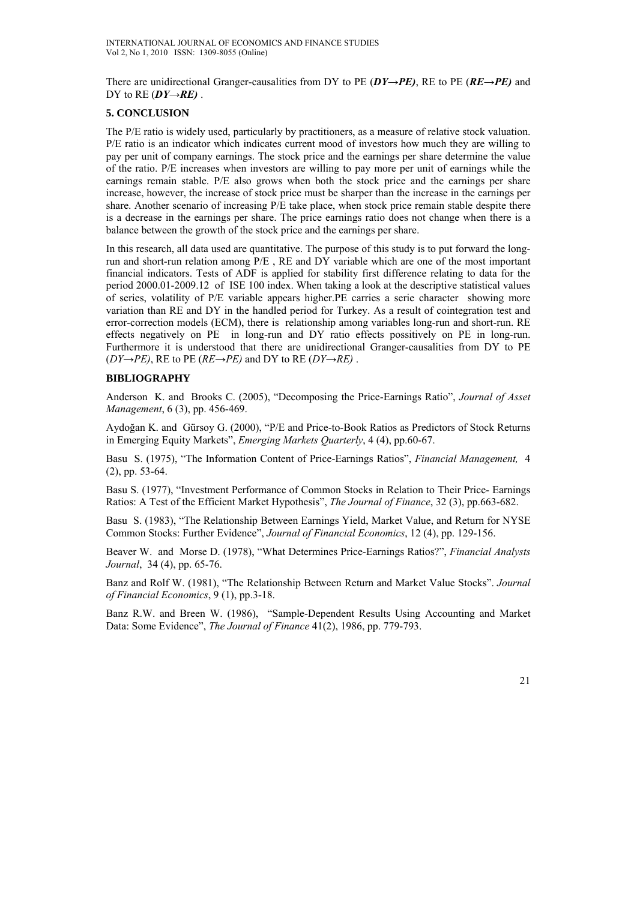There are unidirectional Granger-causalities from DY to PE (***DY→PE)***, RE to PE (***RE→PE)*** and DY to RE (***DY→RE)*** .

## 5. CONCLUSION

The P/E ratio is widely used, particularly by practitioners, as a measure of relative stock valuation. P/E ratio is an indicator which indicates current mood of investors how much they are willing to pay per unit of company earnings. The stock price and the earnings per share determine the value of the ratio. P/E increases when investors are willing to pay more per unit of earnings while the earnings remain stable. P/E also grows when both the stock price and the earnings per share increase, however, the increase of stock price must be sharper than the increase in the earnings per share. Another scenario of increasing P/E take place, when stock price remain stable despite there is a decrease in the earnings per share. The price earnings ratio does not change when there is a balance between the growth of the stock price and the earnings per share.

In this research, all data used are quantitative. The purpose of this study is to put forward the long-run and short-run relation among P/E , RE and DY variable which are one of the most important financial indicators. Tests of ADF is applied for stability first difference relating to data for the period 2000.01-2009.12 of ISE 100 index. When taking a look at the descriptive statistical values of series, volatility of P/E variable appears higher.PE carries a serie character showing more variation than RE and DY in the handled period for Turkey. As a result of cointegration test and error-correction models (ECM), there is relationship among variables long-run and short-run. RE effects negatively on PE in long-run and DY ratio effects possitively on PE in long-run. Furthermore it is understood that there are unidirectional Granger-causalities from DY to PE (*DY→PE)*, RE to PE (*RE→PE)* and DY to RE (*DY→RE)* .

## BIBLIOGRAPHY

Anderson K. and Brooks C. (2005), "Decomposing the Price-Earnings Ratio", *Journal of Asset Management*, 6 (3), pp. 456-469.

Aydoğan K. and Gürsoy G. (2000), "P/E and Price-to-Book Ratios as Predictors of Stock Returns in Emerging Equity Markets", *Emerging Markets Quarterly*, 4 (4), pp.60-67.

Basu S. (1975), "The Information Content of Price-Earnings Ratios", *Financial Management,* 4 (2), pp. 53-64.

Basu S. (1977), "Investment Performance of Common Stocks in Relation to Their Price- Earnings Ratios: A Test of the Efficient Market Hypothesis", *The Journal of Finance*, 32 (3), pp.663-682.

Basu S. (1983), "The Relationship Between Earnings Yield, Market Value, and Return for NYSE Common Stocks: Further Evidence", *Journal of Financial Economics*, 12 (4), pp. 129-156.

Beaver W. and Morse D. (1978), "What Determines Price-Earnings Ratios?", *Financial Analysts Journal*, 34 (4), pp. 65-76.

Banz and Rolf W. (1981), "The Relationship Between Return and Market Value Stocks". *Journal of Financial Economics*, 9 (1), pp.3-18.

Banz R.W. and Breen W. (1986), "Sample-Dependent Results Using Accounting and Market Data: Some Evidence", *The Journal of Finance* 41(2), 1986, pp. 779-793.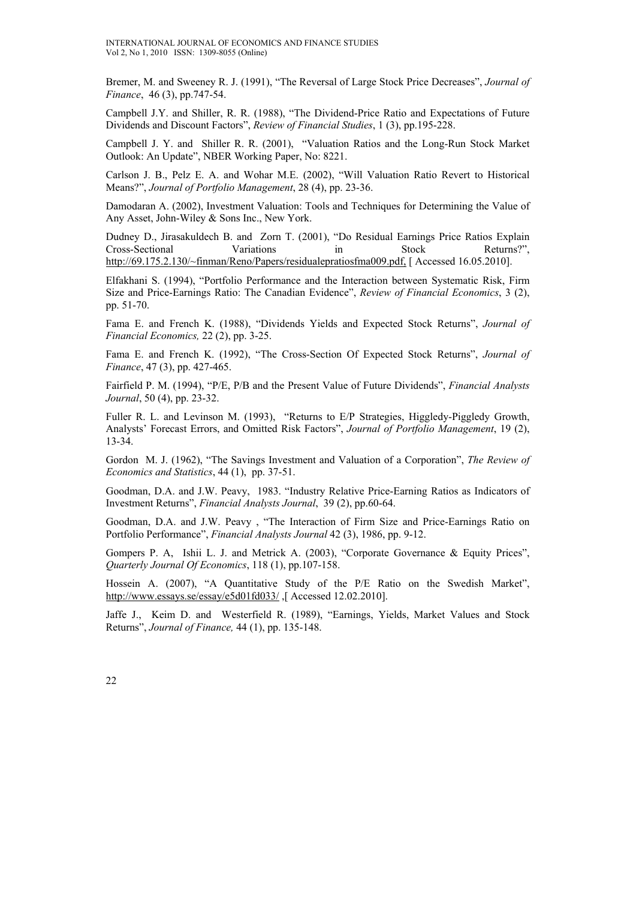Bremer, M. and Sweeney R. J. (1991), "The Reversal of Large Stock Price Decreases", *Journal of Finance*, 46 (3), pp.747-54.

Campbell J.Y. and Shiller, R. R. (1988), "The Dividend-Price Ratio and Expectations of Future Dividends and Discount Factors", *Review of Financial Studies*, 1 (3), pp.195-228.

Campbell J. Y. and Shiller R. R. (2001), "Valuation Ratios and the Long-Run Stock Market Outlook: An Update", NBER Working Paper, No: 8221.

Carlson J. B., Pelz E. A. and Wohar M.E. (2002), "Will Valuation Ratio Revert to Historical Means?", *Journal of Portfolio Management*, 28 (4), pp. 23-36.

Damodaran A. (2002), Investment Valuation: Tools and Techniques for Determining the Value of Any Asset, John-Wiley & Sons Inc., New York.

Dudney D., Jirasakuldech B. and Zorn T. (2001), "Do Residual Earnings Price Ratios Explain Cross-Sectional Variations in Stock Returns?", http://69.175.2.130/~finman/Reno/Papers/residualepratiosfma009.pdf, [ Accessed 16.05.2010].

Elfakhani S. (1994), "Portfolio Performance and the Interaction between Systematic Risk, Firm Size and Price-Earnings Ratio: The Canadian Evidence", *Review of Financial Economics*, 3 (2), pp. 51-70.

Fama E. and French K. (1988), "Dividends Yields and Expected Stock Returns", *Journal of Financial Economics,* 22 (2), pp. 3-25.

Fama E. and French K. (1992), "The Cross-Section Of Expected Stock Returns", *Journal of Finance*, 47 (3), pp. 427-465.

Fairfield P. M. (1994), "P/E, P/B and the Present Value of Future Dividends", *Financial Analysts Journal*, 50 (4), pp. 23-32.

Fuller R. L. and Levinson M. (1993), "Returns to E/P Strategies, Higgledy-Piggledy Growth, Analysts' Forecast Errors, and Omitted Risk Factors", *Journal of Portfolio Management*, 19 (2), 13-34.

Gordon M. J. (1962), "The Savings Investment and Valuation of a Corporation", *The Review of Economics and Statistics*, 44 (1), pp. 37-51.

Goodman, D.A. and J.W. Peavy, 1983. "Industry Relative Price-Earning Ratios as Indicators of Investment Returns", *Financial Analysts Journal*, 39 (2), pp.60-64.

Goodman, D.A. and J.W. Peavy , "The Interaction of Firm Size and Price-Earnings Ratio on Portfolio Performance", *Financial Analysts Journal* 42 (3), 1986, pp. 9-12.

Gompers P. A, Ishii L. J. and Metrick A. (2003), "Corporate Governance & Equity Prices", *Quarterly Journal Of Economics*, 118 (1), pp.107-158.

Hossein A. (2007), "A Quantitative Study of the P/E Ratio on the Swedish Market", http://www.essays.se/essay/e5d01fd033/ ,[ Accessed 12.02.2010].

Jaffe J., Keim D. and Westerfield R. (1989), "Earnings, Yields, Market Values and Stock Returns", *Journal of Finance,* 44 (1), pp. 135-148.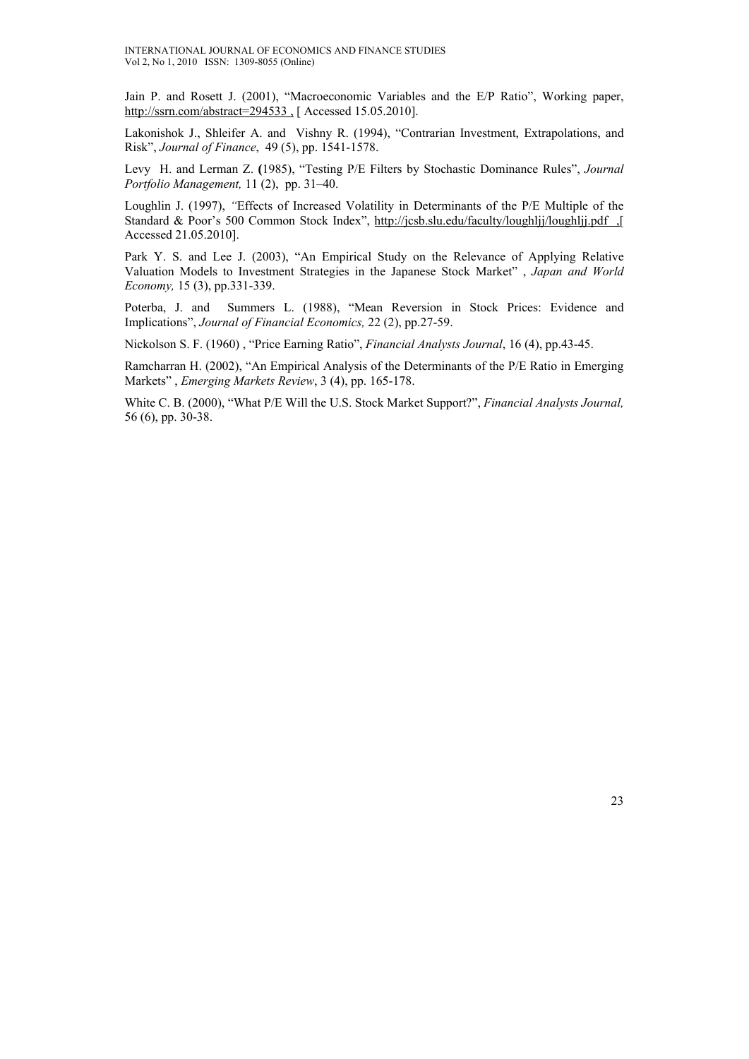Jain P. and Rosett J. (2001), "Macroeconomic Variables and the E/P Ratio", Working paper, http://ssrn.com/abstract=294533 , [ Accessed 15.05.2010].

Lakonishok J., Shleifer A. and Vishny R. (1994), "Contrarian Investment, Extrapolations, and Risk", *Journal of Finance*, 49 (5), pp. 1541-1578.

Levy H. and Lerman Z. **(**1985), "Testing P/E Filters by Stochastic Dominance Rules", *Journal Portfolio Management,* 11 (2), pp. 31–40.

Loughlin J. (1997), *"*Effects of Increased Volatility in Determinants of the P/E Multiple of the Standard & Poor's 500 Common Stock Index", http://jcsb.slu.edu/faculty/loughljj/loughljj.pdf ,[ Accessed 21.05.2010].

Park Y. S. and Lee J. (2003), "An Empirical Study on the Relevance of Applying Relative Valuation Models to Investment Strategies in the Japanese Stock Market" , *Japan and World Economy,* 15 (3), pp.331-339.

Poterba, J. and Summers L. (1988), "Mean Reversion in Stock Prices: Evidence and Implications", *Journal of Financial Economics,* 22 (2), pp.27-59.

Nickolson S. F. (1960) , "Price Earning Ratio", *Financial Analysts Journal*, 16 (4), pp.43-45.

Ramcharran H. (2002), "An Empirical Analysis of the Determinants of the P/E Ratio in Emerging Markets" , *Emerging Markets Review*, 3 (4), pp. 165-178.

White C. B. (2000), "What P/E Will the U.S. Stock Market Support?", *Financial Analysts Journal,* 56 (6), pp. 30-38.